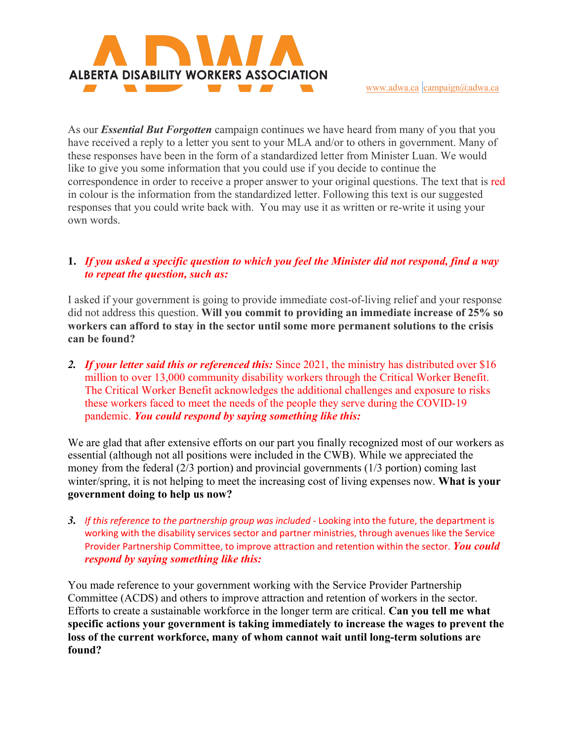ALBERTA DISABILITY WORKERS ASSOCIATION

www.adwa.ca | campaign@adwa.ca

As our ***Essential But Forgotten*** campaign continues we have heard from many of you that you have received a reply to a letter you sent to your MLA and/or to others in government. Many of these responses have been in the form of a standardized letter from Minister Luan. We would like to give you some information that you could use if you decide to continue the correspondence in order to receive a proper answer to your original questions. The text that is red in colour is the information from the standardized letter. Following this text is our suggested responses that you could write back with. You may use it as written or re-write it using your own words.

1. ***If you asked a specific question to which you feel the Minister did not respond, find a way to repeat the question, such as:***

I asked if your government is going to provide immediate cost-of-living relief and your response did not address this question. **Will you commit to providing an immediate increase of 25% so workers can afford to stay in the sector until some more permanent solutions to the crisis can be found?**

2. ***If your letter said this or referenced this:*** Since 2021, the ministry has distributed over $16 million to over 13,000 community disability workers through the Critical Worker Benefit. The Critical Worker Benefit acknowledges the additional challenges and exposure to risks these workers faced to meet the needs of the people they serve during the COVID-19 pandemic. ***You could respond by saying something like this:***

We are glad that after extensive efforts on our part you finally recognized most of our workers as essential (although not all positions were included in the CWB). While we appreciated the money from the federal (2/3 portion) and provincial governments (1/3 portion) coming last winter/spring, it is not helping to meet the increasing cost of living expenses now. **What is your government doing to help us now?**

3. *If this reference to the partnership group was included* - Looking into the future, the department is working with the disability services sector and partner ministries, through avenues like the Service Provider Partnership Committee, to improve attraction and retention within the sector. ***You could respond by saying something like this:***

You made reference to your government working with the Service Provider Partnership Committee (ACDS) and others to improve attraction and retention of workers in the sector. Efforts to create a sustainable workforce in the longer term are critical. **Can you tell me what specific actions your government is taking immediately to increase the wages to prevent the loss of the current workforce, many of whom cannot wait until long-term solutions are found?**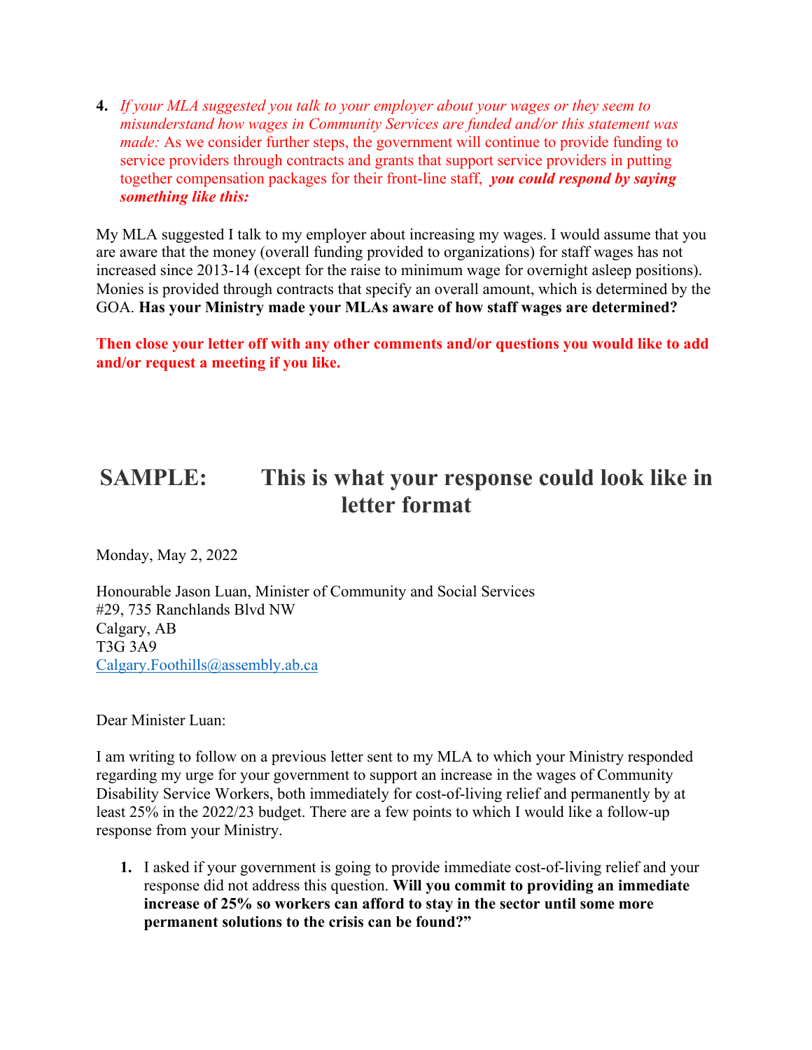4. *If your MLA suggested you talk to your employer about your wages or they seem to misunderstand how wages in Community Services are funded and/or this statement was made:* As we consider further steps, the government will continue to provide funding to service providers through contracts and grants that support service providers in putting together compensation packages for their front-line staff, ***you could respond by saying something like this:***

My MLA suggested I talk to my employer about increasing my wages. I would assume that you are aware that the money (overall funding provided to organizations) for staff wages has not increased since 2013-14 (except for the raise to minimum wage for overnight asleep positions). Monies is provided through contracts that specify an overall amount, which is determined by the GOA. **Has your Ministry made your MLAs aware of how staff wages are determined?**

**Then close your letter off with any other comments and/or questions you would like to add and/or request a meeting if you like.**

## SAMPLE: This is what your response could look like in letter format

Monday, May 2, 2022

Honourable Jason Luan, Minister of Community and Social Services
#29, 735 Ranchlands Blvd NW
Calgary, AB
T3G 3A9
Calgary.Foothills@assembly.ab.ca

Dear Minister Luan:

I am writing to follow on a previous letter sent to my MLA to which your Ministry responded regarding my urge for your government to support an increase in the wages of Community Disability Service Workers, both immediately for cost-of-living relief and permanently by at least 25% in the 2022/23 budget. There are a few points to which I would like a follow-up response from your Ministry.

1. I asked if your government is going to provide immediate cost-of-living relief and your response did not address this question. **Will you commit to providing an immediate increase of 25% so workers can afford to stay in the sector until some more permanent solutions to the crisis can be found?"**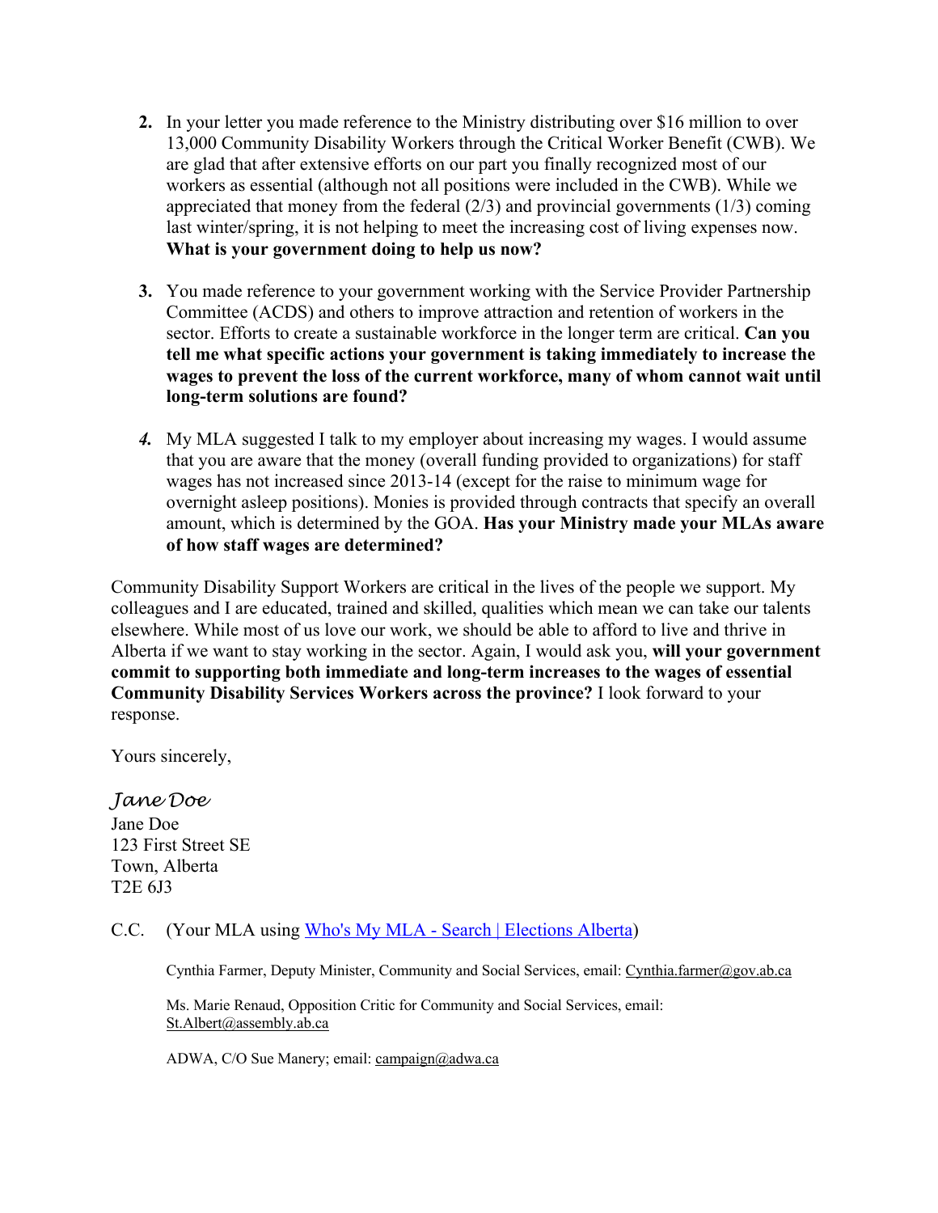2. In your letter you made reference to the Ministry distributing over $16 million to over 13,000 Community Disability Workers through the Critical Worker Benefit (CWB). We are glad that after extensive efforts on our part you finally recognized most of our workers as essential (although not all positions were included in the CWB). While we appreciated that money from the federal (2/3) and provincial governments (1/3) coming last winter/spring, it is not helping to meet the increasing cost of living expenses now. **What is your government doing to help us now?**

3. You made reference to your government working with the Service Provider Partnership Committee (ACDS) and others to improve attraction and retention of workers in the sector. Efforts to create a sustainable workforce in the longer term are critical. **Can you tell me what specific actions your government is taking immediately to increase the wages to prevent the loss of the current workforce, many of whom cannot wait until long-term solutions are found?**

4. My MLA suggested I talk to my employer about increasing my wages. I would assume that you are aware that the money (overall funding provided to organizations) for staff wages has not increased since 2013-14 (except for the raise to minimum wage for overnight asleep positions). Monies is provided through contracts that specify an overall amount, which is determined by the GOA. **Has your Ministry made your MLAs aware of how staff wages are determined?**

Community Disability Support Workers are critical in the lives of the people we support. My colleagues and I are educated, trained and skilled, qualities which mean we can take our talents elsewhere. While most of us love our work, we should be able to afford to live and thrive in Alberta if we want to stay working in the sector. Again, I would ask you, **will your government commit to supporting both immediate and long-term increases to the wages of essential Community Disability Services Workers across the province?** I look forward to your response.

Yours sincerely,

*Jane Doe*

Jane Doe
123 First Street SE
Town, Alberta
T2E 6J3

C.C. (Your MLA using [Who's My MLA - Search | Elections Alberta])

Cynthia Farmer, Deputy Minister, Community and Social Services, email: Cynthia.farmer@gov.ab.ca

Ms. Marie Renaud, Opposition Critic for Community and Social Services, email: St.Albert@assembly.ab.ca

ADWA, C/O Sue Manery; email: campaign@adwa.ca